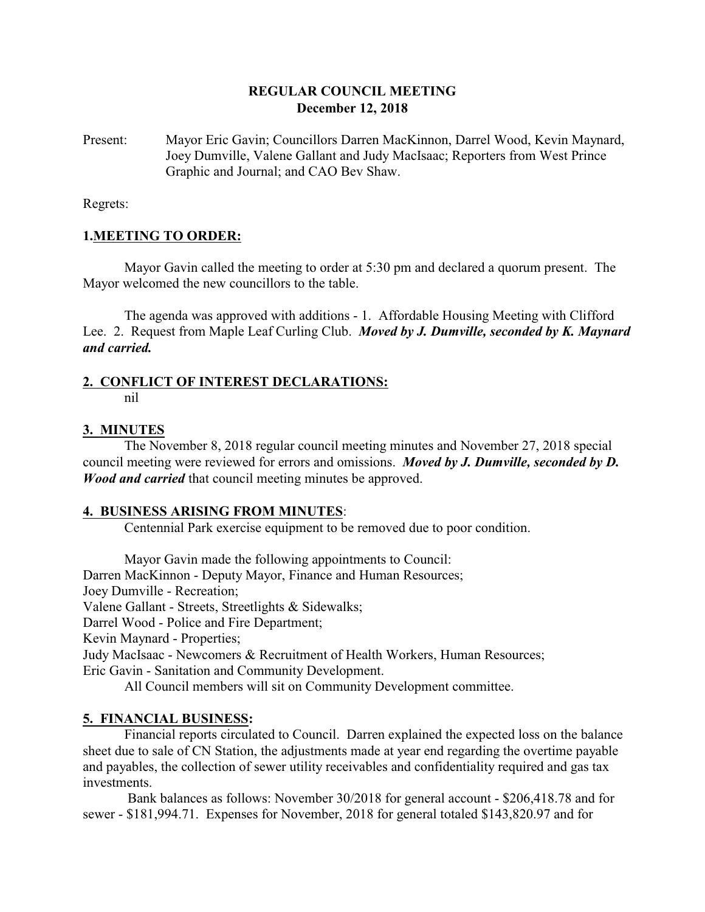**REGULAR COUNCIL MEETING**
**December 12, 2018**

Present: Mayor Eric Gavin; Councillors Darren MacKinnon, Darrel Wood, Kevin Maynard, Joey Dumville, Valene Gallant and Judy MacIsaac; Reporters from West Prince Graphic and Journal; and CAO Bev Shaw.

Regrets:

## 1. MEETING TO ORDER:

Mayor Gavin called the meeting to order at 5:30 pm and declared a quorum present. The Mayor welcomed the new councillors to the table.

The agenda was approved with additions - 1. Affordable Housing Meeting with Clifford Lee. 2. Request from Maple Leaf Curling Club. ***Moved by J. Dumville, seconded by K. Maynard and carried.***

## 2. CONFLICT OF INTEREST DECLARATIONS:

nil

## 3. MINUTES

The November 8, 2018 regular council meeting minutes and November 27, 2018 special council meeting were reviewed for errors and omissions. ***Moved by J. Dumville, seconded by D. Wood and carried*** that council meeting minutes be approved.

## 4. BUSINESS ARISING FROM MINUTES:

Centennial Park exercise equipment to be removed due to poor condition.

Mayor Gavin made the following appointments to Council:

Darren MacKinnon - Deputy Mayor, Finance and Human Resources;
Joey Dumville - Recreation;
Valene Gallant - Streets, Streetlights & Sidewalks;
Darrel Wood - Police and Fire Department;
Kevin Maynard - Properties;
Judy MacIsaac - Newcomers & Recruitment of Health Workers, Human Resources;
Eric Gavin - Sanitation and Community Development.

All Council members will sit on Community Development committee.

## 5. FINANCIAL BUSINESS:

Financial reports circulated to Council. Darren explained the expected loss on the balance sheet due to sale of CN Station, the adjustments made at year end regarding the overtime payable and payables, the collection of sewer utility receivables and confidentiality required and gas tax investments.

Bank balances as follows: November 30/2018 for general account - $206,418.78 and for sewer - $181,994.71. Expenses for November, 2018 for general totaled $143,820.97 and for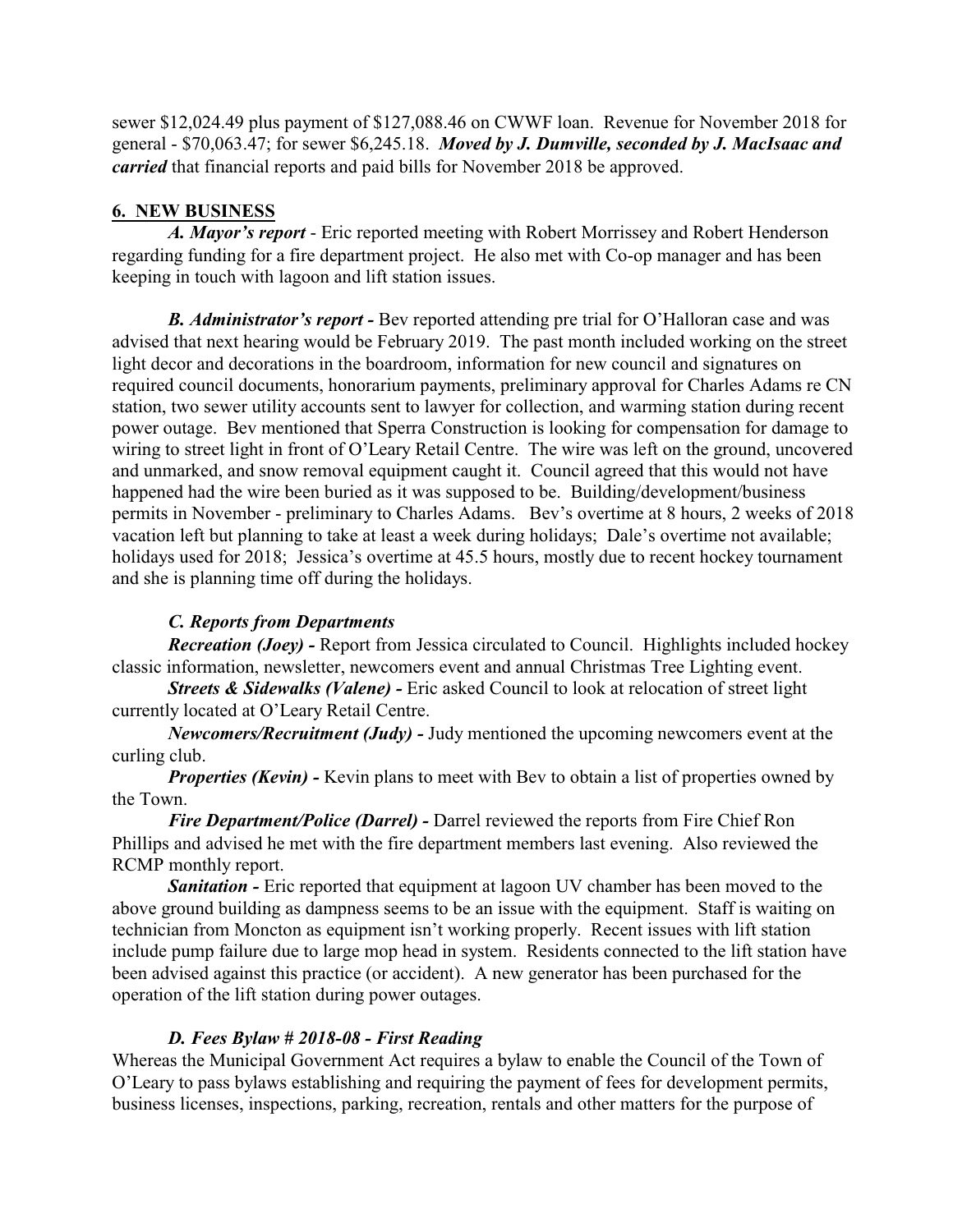sewer $12,024.49 plus payment of $127,088.46 on CWWF loan. Revenue for November 2018 for general - $70,063.47; for sewer $6,245.18. ***Moved by J. Dumville, seconded by J. MacIsaac and carried*** that financial reports and paid bills for November 2018 be approved.

## 6. NEW BUSINESS

***A. Mayor's report*** - Eric reported meeting with Robert Morrissey and Robert Henderson regarding funding for a fire department project. He also met with Co-op manager and has been keeping in touch with lagoon and lift station issues.

***B. Administrator's report -*** Bev reported attending pre trial for O'Halloran case and was advised that next hearing would be February 2019. The past month included working on the street light decor and decorations in the boardroom, information for new council and signatures on required council documents, honorarium payments, preliminary approval for Charles Adams re CN station, two sewer utility accounts sent to lawyer for collection, and warming station during recent power outage. Bev mentioned that Sperra Construction is looking for compensation for damage to wiring to street light in front of O'Leary Retail Centre. The wire was left on the ground, uncovered and unmarked, and snow removal equipment caught it. Council agreed that this would not have happened had the wire been buried as it was supposed to be. Building/development/business permits in November - preliminary to Charles Adams. Bev's overtime at 8 hours, 2 weeks of 2018 vacation left but planning to take at least a week during holidays; Dale's overtime not available; holidays used for 2018; Jessica's overtime at 45.5 hours, mostly due to recent hockey tournament and she is planning time off during the holidays.

***C. Reports from Departments***

***Recreation (Joey) -*** Report from Jessica circulated to Council. Highlights included hockey classic information, newsletter, newcomers event and annual Christmas Tree Lighting event.

***Streets & Sidewalks (Valene) -*** Eric asked Council to look at relocation of street light currently located at O'Leary Retail Centre.

***Newcomers/Recruitment (Judy) -*** Judy mentioned the upcoming newcomers event at the curling club.

***Properties (Kevin) -*** Kevin plans to meet with Bev to obtain a list of properties owned by the Town.

***Fire Department/Police (Darrel) -*** Darrel reviewed the reports from Fire Chief Ron Phillips and advised he met with the fire department members last evening. Also reviewed the RCMP monthly report.

***Sanitation -*** Eric reported that equipment at lagoon UV chamber has been moved to the above ground building as dampness seems to be an issue with the equipment. Staff is waiting on technician from Moncton as equipment isn't working properly. Recent issues with lift station include pump failure due to large mop head in system. Residents connected to the lift station have been advised against this practice (or accident). A new generator has been purchased for the operation of the lift station during power outages.

***D. Fees Bylaw # 2018-08 - First Reading***

Whereas the Municipal Government Act requires a bylaw to enable the Council of the Town of O'Leary to pass bylaws establishing and requiring the payment of fees for development permits, business licenses, inspections, parking, recreation, rentals and other matters for the purpose of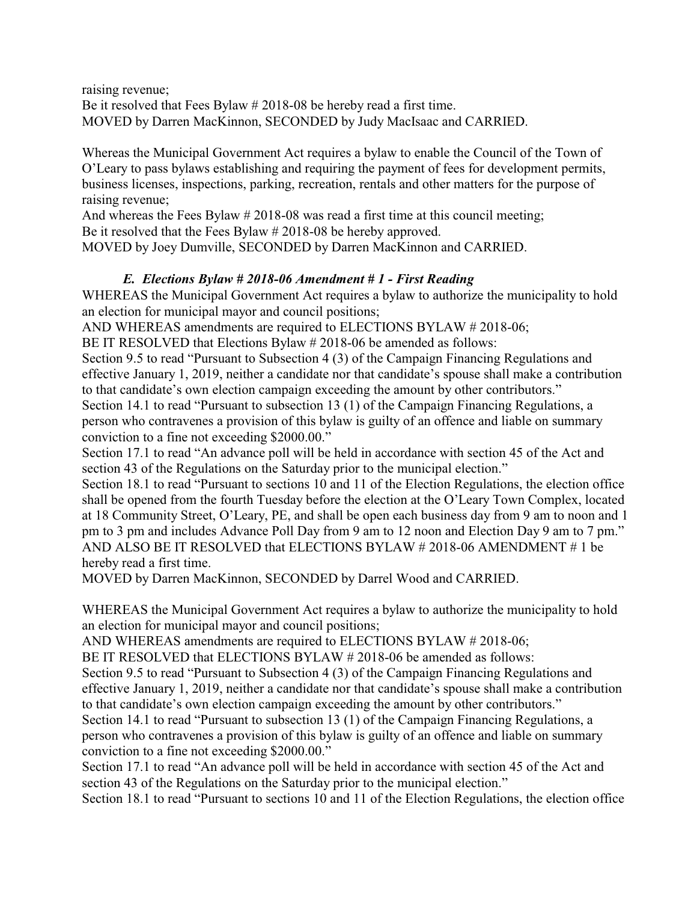raising revenue;
Be it resolved that Fees Bylaw # 2018-08 be hereby read a first time.
MOVED by Darren MacKinnon, SECONDED by Judy MacIsaac and CARRIED.

Whereas the Municipal Government Act requires a bylaw to enable the Council of the Town of O'Leary to pass bylaws establishing and requiring the payment of fees for development permits, business licenses, inspections, parking, recreation, rentals and other matters for the purpose of raising revenue;
And whereas the Fees Bylaw # 2018-08 was read a first time at this council meeting;
Be it resolved that the Fees Bylaw # 2018-08 be hereby approved.
MOVED by Joey Dumville, SECONDED by Darren MacKinnon and CARRIED.

### *E. Elections Bylaw # 2018-06 Amendment # 1 - First Reading*

WHEREAS the Municipal Government Act requires a bylaw to authorize the municipality to hold an election for municipal mayor and council positions;
AND WHEREAS amendments are required to ELECTIONS BYLAW # 2018-06;
BE IT RESOLVED that Elections Bylaw # 2018-06 be amended as follows:
Section 9.5 to read "Pursuant to Subsection 4 (3) of the Campaign Financing Regulations and effective January 1, 2019, neither a candidate nor that candidate's spouse shall make a contribution to that candidate's own election campaign exceeding the amount by other contributors."
Section 14.1 to read "Pursuant to subsection 13 (1) of the Campaign Financing Regulations, a person who contravenes a provision of this bylaw is guilty of an offence and liable on summary conviction to a fine not exceeding $2000.00."
Section 17.1 to read "An advance poll will be held in accordance with section 45 of the Act and section 43 of the Regulations on the Saturday prior to the municipal election."
Section 18.1 to read "Pursuant to sections 10 and 11 of the Election Regulations, the election office shall be opened from the fourth Tuesday before the election at the O'Leary Town Complex, located at 18 Community Street, O'Leary, PE, and shall be open each business day from 9 am to noon and 1 pm to 3 pm and includes Advance Poll Day from 9 am to 12 noon and Election Day 9 am to 7 pm."
AND ALSO BE IT RESOLVED that ELECTIONS BYLAW # 2018-06 AMENDMENT # 1 be hereby read a first time.
MOVED by Darren MacKinnon, SECONDED by Darrel Wood and CARRIED.

WHEREAS the Municipal Government Act requires a bylaw to authorize the municipality to hold an election for municipal mayor and council positions;
AND WHEREAS amendments are required to ELECTIONS BYLAW # 2018-06;
BE IT RESOLVED that ELECTIONS BYLAW # 2018-06 be amended as follows:
Section 9.5 to read "Pursuant to Subsection 4 (3) of the Campaign Financing Regulations and effective January 1, 2019, neither a candidate nor that candidate's spouse shall make a contribution to that candidate's own election campaign exceeding the amount by other contributors."
Section 14.1 to read "Pursuant to subsection 13 (1) of the Campaign Financing Regulations, a person who contravenes a provision of this bylaw is guilty of an offence and liable on summary conviction to a fine not exceeding $2000.00."
Section 17.1 to read "An advance poll will be held in accordance with section 45 of the Act and section 43 of the Regulations on the Saturday prior to the municipal election."
Section 18.1 to read "Pursuant to sections 10 and 11 of the Election Regulations, the election office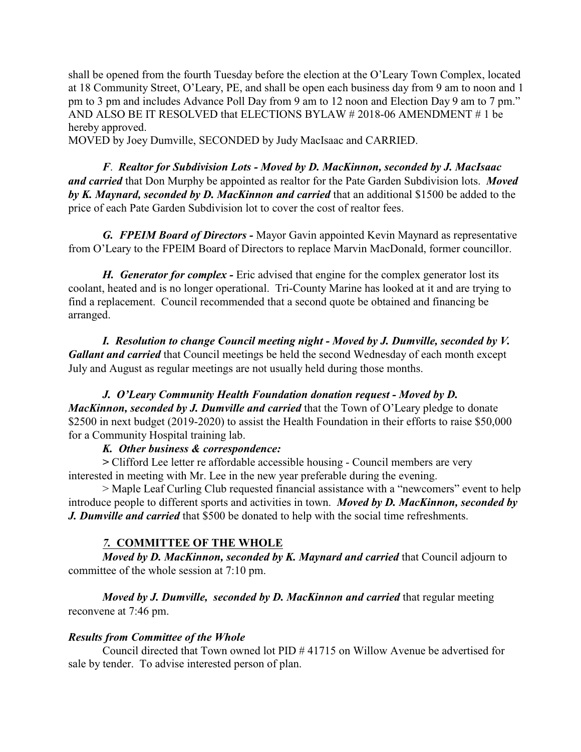shall be opened from the fourth Tuesday before the election at the O'Leary Town Complex, located at 18 Community Street, O'Leary, PE, and shall be open each business day from 9 am to noon and 1 pm to 3 pm and includes Advance Poll Day from 9 am to 12 noon and Election Day 9 am to 7 pm." AND ALSO BE IT RESOLVED that ELECTIONS BYLAW # 2018-06 AMENDMENT # 1 be hereby approved.
MOVED by Joey Dumville, SECONDED by Judy MacIsaac and CARRIED.

***F. Realtor for Subdivision Lots - Moved by D. MacKinnon, seconded by J. MacIsaac and carried*** that Don Murphy be appointed as realtor for the Pate Garden Subdivision lots. ***Moved by K. Maynard, seconded by D. MacKinnon and carried*** that an additional $1500 be added to the price of each Pate Garden Subdivision lot to cover the cost of realtor fees.

***G. FPEIM Board of Directors -*** Mayor Gavin appointed Kevin Maynard as representative from O'Leary to the FPEIM Board of Directors to replace Marvin MacDonald, former councillor.

***H. Generator for complex -*** Eric advised that engine for the complex generator lost its coolant, heated and is no longer operational. Tri-County Marine has looked at it and are trying to find a replacement. Council recommended that a second quote be obtained and financing be arranged.

***I. Resolution to change Council meeting night - Moved by J. Dumville, seconded by V. Gallant and carried*** that Council meetings be held the second Wednesday of each month except July and August as regular meetings are not usually held during those months.

***J. O'Leary Community Health Foundation donation request - Moved by D. MacKinnon, seconded by J. Dumville and carried*** that the Town of O'Leary pledge to donate $2500 in next budget (2019-2020) to assist the Health Foundation in their efforts to raise $50,000 for a Community Hospital training lab.

***K. Other business & correspondence:***

> Clifford Lee letter re affordable accessible housing - Council members are very interested in meeting with Mr. Lee in the new year preferable during the evening.

> Maple Leaf Curling Club requested financial assistance with a "newcomers" event to help introduce people to different sports and activities in town. ***Moved by D. MacKinnon, seconded by J. Dumville and carried*** that $500 be donated to help with the social time refreshments.

## *7.* COMMITTEE OF THE WHOLE

***Moved by D. MacKinnon, seconded by K. Maynard and carried*** that Council adjourn to committee of the whole session at 7:10 pm.

***Moved by J. Dumville, seconded by D. MacKinnon and carried*** that regular meeting reconvene at 7:46 pm.

***Results from Committee of the Whole***

Council directed that Town owned lot PID # 41715 on Willow Avenue be advertised for sale by tender. To advise interested person of plan.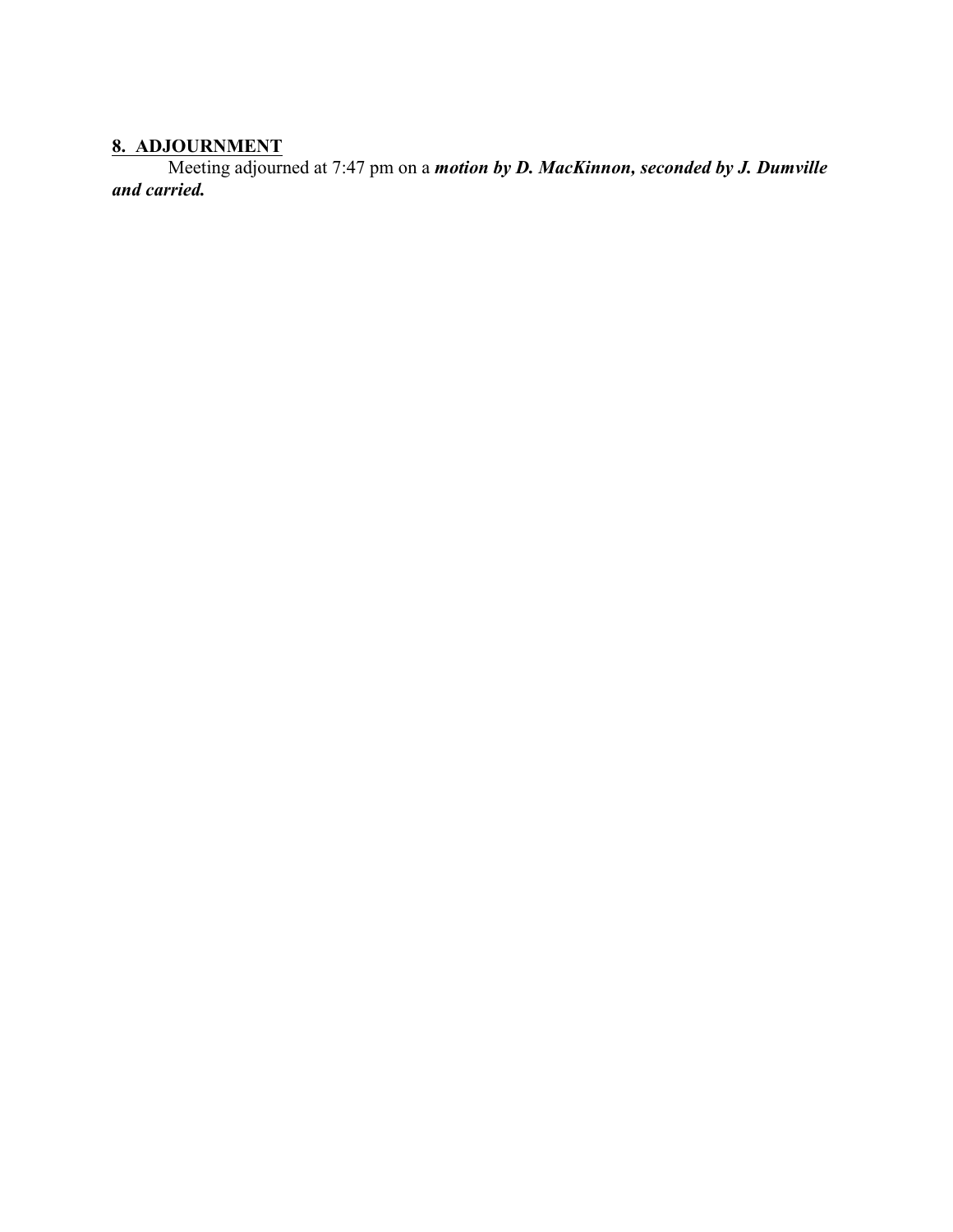## 8. ADJOURNMENT

Meeting adjourned at 7:47 pm on a ***motion by D. MacKinnon, seconded by J. Dumville and carried.***